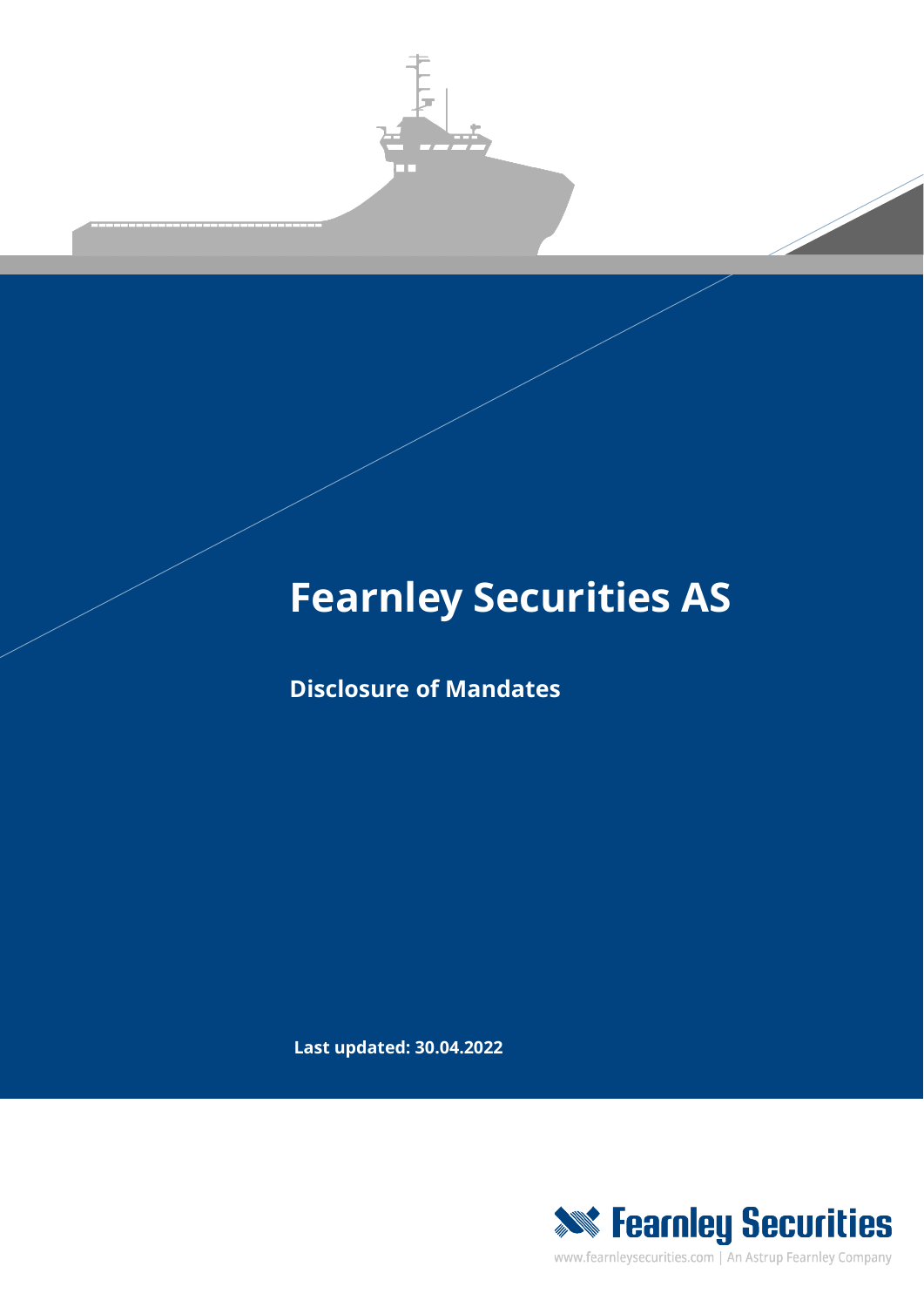# Fearnley Securities AS

## Disclosure of Mandates

**Last updated: 30.04.2022**

Fearnley Securities

www.fearnleysecurities.com | An Astrup Fearnley Company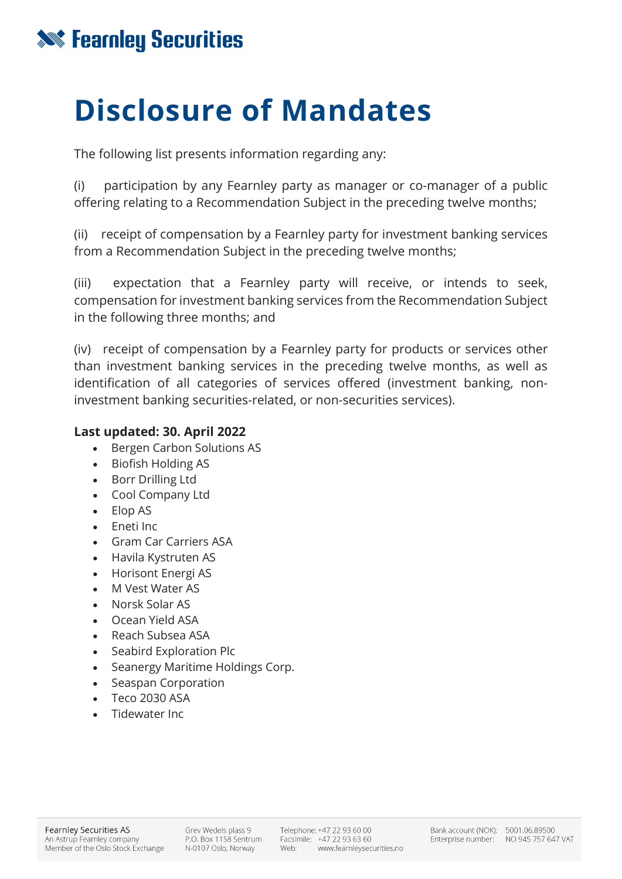# Disclosure of Mandates

The following list presents information regarding any:

(i) participation by any Fearnley party as manager or co-manager of a public offering relating to a Recommendation Subject in the preceding twelve months;

(ii) receipt of compensation by a Fearnley party for investment banking services from a Recommendation Subject in the preceding twelve months;

(iii) expectation that a Fearnley party will receive, or intends to seek, compensation for investment banking services from the Recommendation Subject in the following three months; and

(iv) receipt of compensation by a Fearnley party for products or services other than investment banking services in the preceding twelve months, as well as identification of all categories of services offered (investment banking, non-investment banking securities-related, or non-securities services).

**Last updated: 30. April 2022**

- Bergen Carbon Solutions AS
- Biofish Holding AS
- Borr Drilling Ltd
- Cool Company Ltd
- Elop AS
- Eneti Inc
- Gram Car Carriers ASA
- Havila Kystruten AS
- Horisont Energi AS
- M Vest Water AS
- Norsk Solar AS
- Ocean Yield ASA
- Reach Subsea ASA
- Seabird Exploration Plc
- Seanergy Maritime Holdings Corp.
- Seaspan Corporation
- Teco 2030 ASA
- Tidewater Inc